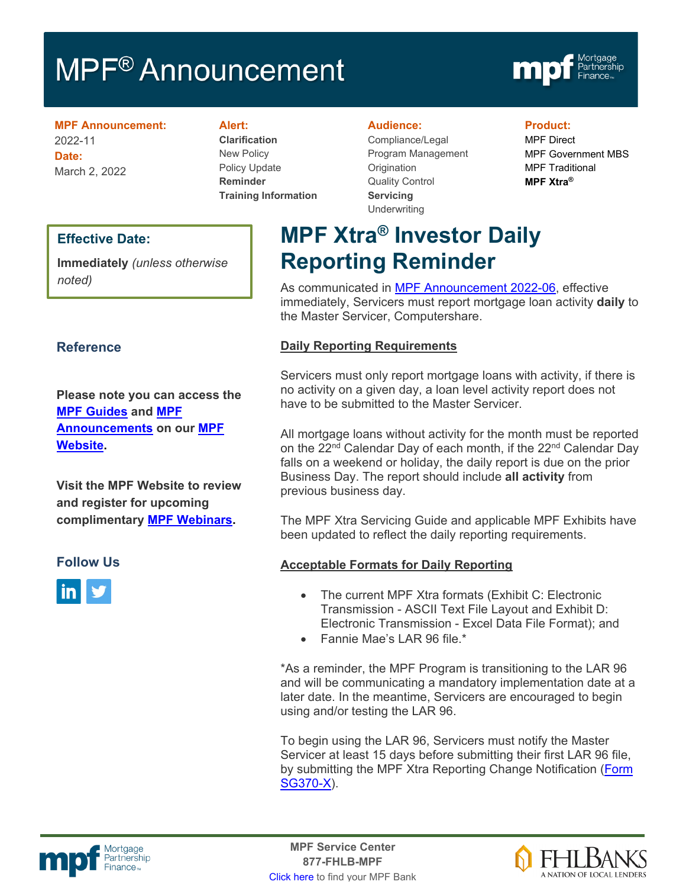# MPF® Announcement

**MPF Announcement:** 2022-11

**Date:** March 2, 2022

**Alert:**
- **Clarification**
- New Policy
- Policy Update
- **Reminder**
- **Training Information**

**Audience:**
- Compliance/Legal
- Program Management
- Origination
- Quality Control
- **Servicing**
- Underwriting

**Product:**
- MPF Direct
- MPF Government MBS
- MPF Traditional
- **MPF Xtra®**

**Effective Date:**

**Immediately** *(unless otherwise noted)*

## MPF Xtra® Investor Daily Reporting Reminder

As communicated in MPF Announcement 2022-06, effective immediately, Servicers must report mortgage loan activity **daily** to the Master Servicer, Computershare.

### Daily Reporting Requirements

Servicers must only report mortgage loans with activity, if there is no activity on a given day, a loan level activity report does not have to be submitted to the Master Servicer.

All mortgage loans without activity for the month must be reported on the 22nd Calendar Day of each month, if the 22nd Calendar Day falls on a weekend or holiday, the daily report is due on the prior Business Day. The report should include **all activity** from previous business day.

The MPF Xtra Servicing Guide and applicable MPF Exhibits have been updated to reflect the daily reporting requirements.

### Acceptable Formats for Daily Reporting

- The current MPF Xtra formats (Exhibit C: Electronic Transmission - ASCII Text File Layout and Exhibit D: Electronic Transmission - Excel Data File Format); and
- Fannie Mae's LAR 96 file.*

*As a reminder, the MPF Program is transitioning to the LAR 96 and will be communicating a mandatory implementation date at a later date. In the meantime, Servicers are encouraged to begin using and/or testing the LAR 96.

To begin using the LAR 96, Servicers must notify the Master Servicer at least 15 days before submitting their first LAR 96 file, by submitting the MPF Xtra Reporting Change Notification (Form SG370-X).

### Reference

**Please note you can access the MPF Guides and MPF Announcements on our MPF Website.**

**Visit the MPF Website to review and register for upcoming complimentary MPF Webinars.**

### Follow Us

**MPF Service Center**
**877-FHLB-MPF**
Click here to find your MPF Bank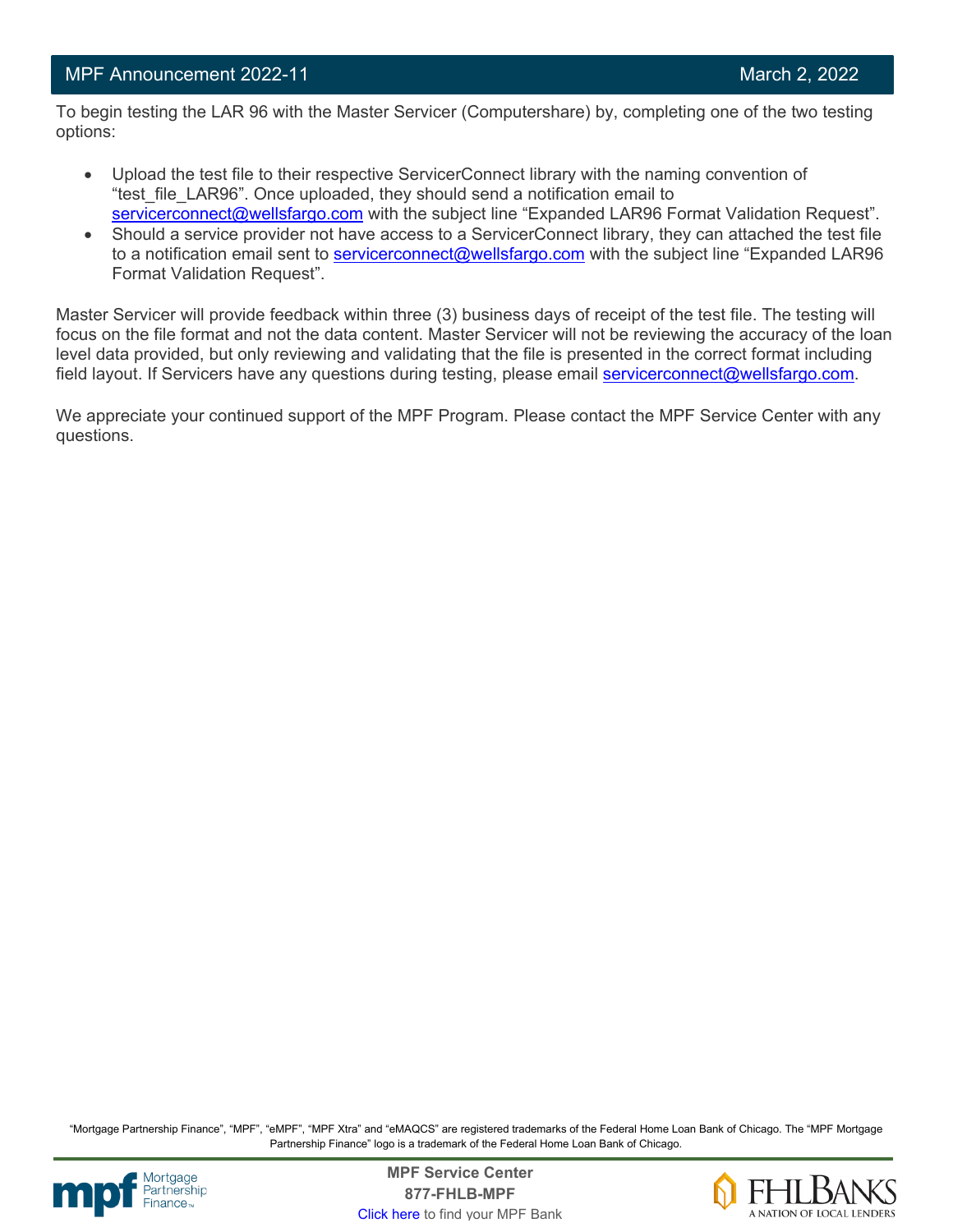To begin testing the LAR 96 with the Master Servicer (Computershare) by, completing one of the two testing options:

- Upload the test file to their respective ServicerConnect library with the naming convention of "test_file_LAR96". Once uploaded, they should send a notification email to servicerconnect@wellsfargo.com with the subject line "Expanded LAR96 Format Validation Request".
- Should a service provider not have access to a ServicerConnect library, they can attached the test file to a notification email sent to servicerconnect@wellsfargo.com with the subject line "Expanded LAR96 Format Validation Request".

Master Servicer will provide feedback within three (3) business days of receipt of the test file. The testing will focus on the file format and not the data content. Master Servicer will not be reviewing the accuracy of the loan level data provided, but only reviewing and validating that the file is presented in the correct format including field layout. If Servicers have any questions during testing, please email servicerconnect@wellsfargo.com.

We appreciate your continued support of the MPF Program. Please contact the MPF Service Center with any questions.

"Mortgage Partnership Finance", "MPF", "eMPF", "MPF Xtra" and "eMAQCS" are registered trademarks of the Federal Home Loan Bank of Chicago. The "MPF Mortgage Partnership Finance" logo is a trademark of the Federal Home Loan Bank of Chicago.

**MPF Service Center**
**877-FHLB-MPF**
Click here to find your MPF Bank